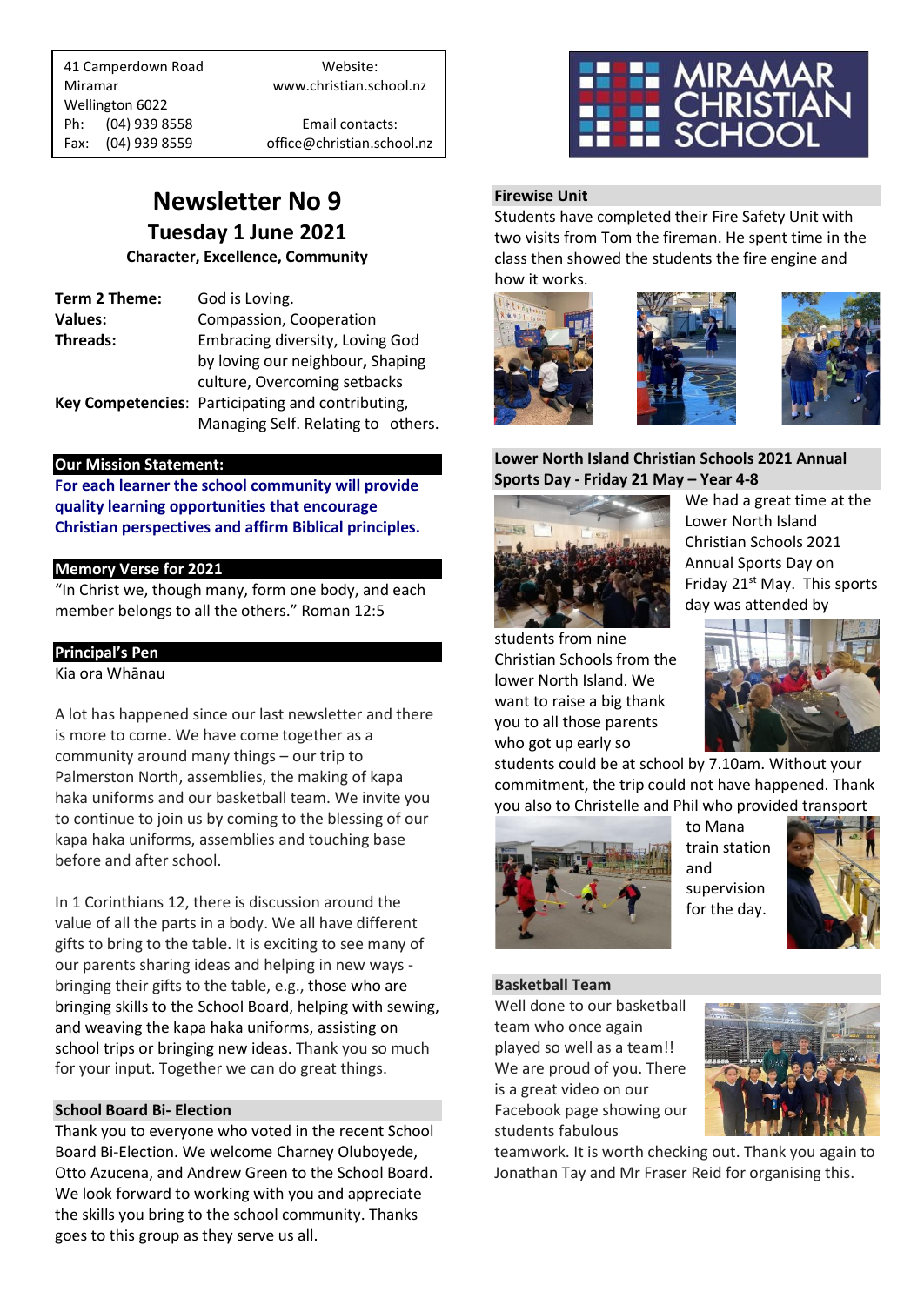| 41 Camperdown Road | Website: |
|---|---|
| Miramar | www.christian.school.nz |
| Wellington 6022 | |
| Ph: (04) 939 8558 | Email contacts: |
| Fax: (04) 939 8559 | office@christian.school.nz |

MIRAMAR CHRISTIAN SCHOOL

# Newsletter No 9

## Tuesday 1 June 2021

**Character, Excellence, Community**

| | |
|---|---|
| **Term 2 Theme:** | God is Loving. |
| **Values:** | Compassion, Cooperation |
| **Threads:** | Embracing diversity, Loving God by loving our neighbour**,** Shaping culture, Overcoming setbacks |
| **Key Competencies**: | Participating and contributing, Managing Self. Relating to others. |

### Our Mission Statement:

**For each learner the school community will provide quality learning opportunities that encourage Christian perspectives and affirm Biblical principles.**

### Memory Verse for 2021

"In Christ we, though many, form one body, and each member belongs to all the others." Roman 12:5

### Principal's Pen

Kia ora Whānau

A lot has happened since our last newsletter and there is more to come. We have come together as a community around many things – our trip to Palmerston North, assemblies, the making of kapa haka uniforms and our basketball team. We invite you to continue to join us by coming to the blessing of our kapa haka uniforms, assemblies and touching base before and after school.

In 1 Corinthians 12, there is discussion around the value of all the parts in a body. We all have different gifts to bring to the table. It is exciting to see many of our parents sharing ideas and helping in new ways - bringing their gifts to the table, e.g., those who are bringing skills to the School Board, helping with sewing, and weaving the kapa haka uniforms, assisting on school trips or bringing new ideas. Thank you so much for your input. Together we can do great things.

### School Board Bi- Election

Thank you to everyone who voted in the recent School Board Bi-Election. We welcome Charney Oluboyede, Otto Azucena, and Andrew Green to the School Board. We look forward to working with you and appreciate the skills you bring to the school community. Thanks goes to this group as they serve us all.

### Firewise Unit

Students have completed their Fire Safety Unit with two visits from Tom the fireman. He spent time in the class then showed the students the fire engine and how it works.

### Lower North Island Christian Schools 2021 Annual Sports Day - Friday 21 May – Year 4-8

We had a great time at the Lower North Island Christian Schools 2021 Annual Sports Day on Friday 21st May. This sports day was attended by students from nine Christian Schools from the lower North Island. We want to raise a big thank you to all those parents who got up early so students could be at school by 7.10am. Without your commitment, the trip could not have happened. Thank you also to Christelle and Phil who provided transport to Mana train station and supervision for the day.

### Basketball Team

Well done to our basketball team who once again played so well as a team!! We are proud of you. There is a great video on our Facebook page showing our students fabulous teamwork. It is worth checking out. Thank you again to Jonathan Tay and Mr Fraser Reid for organising this.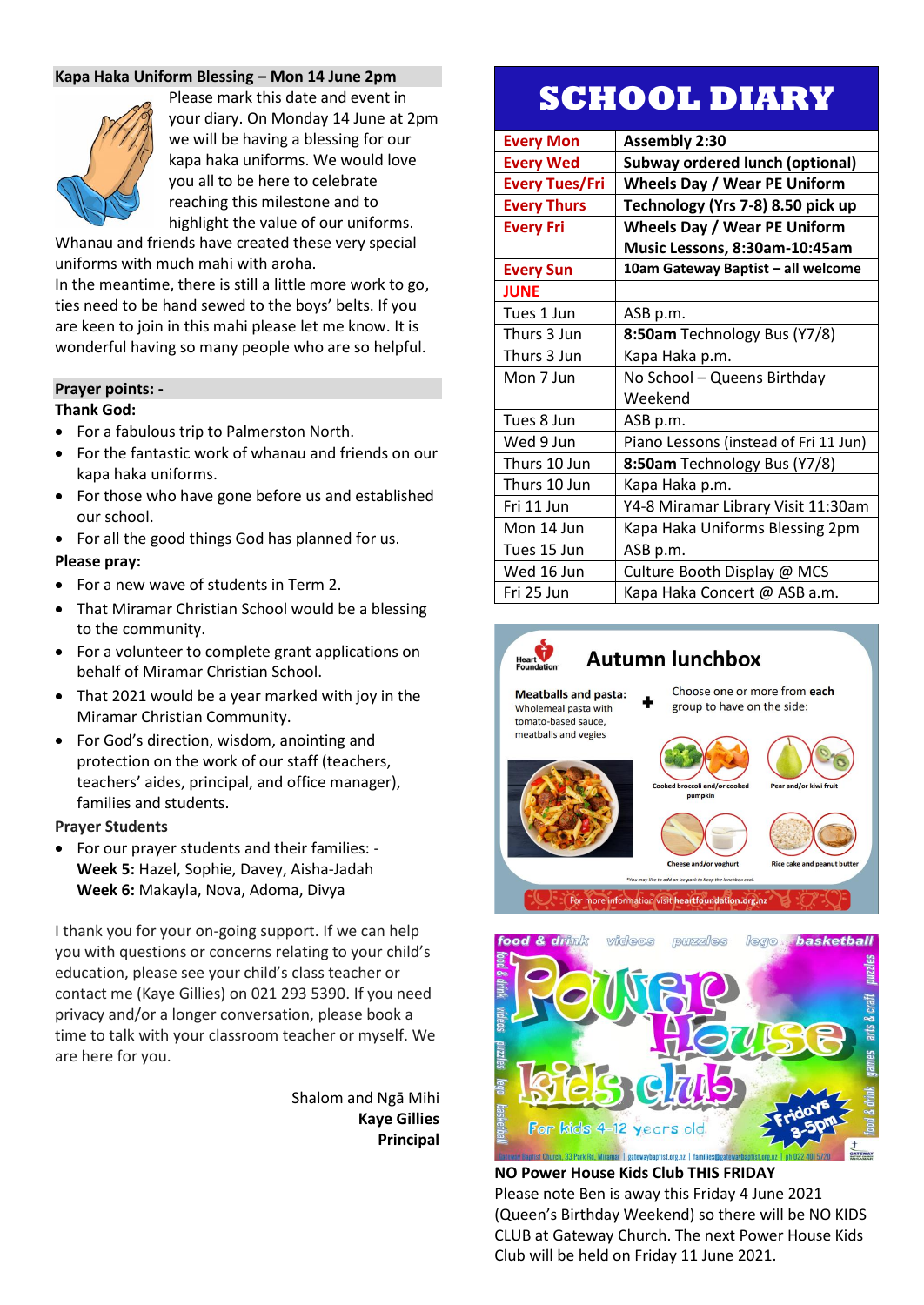## Kapa Haka Uniform Blessing – Mon 14 June 2pm

Please mark this date and event in your diary. On Monday 14 June at 2pm we will be having a blessing for our kapa haka uniforms. We would love you all to be here to celebrate reaching this milestone and to highlight the value of our uniforms. Whanau and friends have created these very special uniforms with much mahi with aroha.

In the meantime, there is still a little more work to go, ties need to be hand sewed to the boys' belts. If you are keen to join in this mahi please let me know. It is wonderful having so many people who are so helpful.

## Prayer points: -

**Thank God:**

- For a fabulous trip to Palmerston North.
- For the fantastic work of whanau and friends on our kapa haka uniforms.
- For those who have gone before us and established our school.
- For all the good things God has planned for us.

**Please pray:**

- For a new wave of students in Term 2.
- That Miramar Christian School would be a blessing to the community.
- For a volunteer to complete grant applications on behalf of Miramar Christian School.
- That 2021 would be a year marked with joy in the Miramar Christian Community.
- For God's direction, wisdom, anointing and protection on the work of our staff (teachers, teachers' aides, principal, and office manager), families and students.

**Prayer Students**

- For our prayer students and their families: - **Week 5:** Hazel, Sophie, Davey, Aisha-Jadah **Week 6:** Makayla, Nova, Adoma, Divya

I thank you for your on-going support. If we can help you with questions or concerns relating to your child's education, please see your child's class teacher or contact me (Kaye Gillies) on 021 293 5390. If you need privacy and/or a longer conversation, please book a time to talk with your classroom teacher or myself. We are here for you.

Shalom and Ngā Mihi
**Kaye Gillies**
**Principal**

# SCHOOL DIARY

| | |
|---|---|
| **Every Mon** | **Assembly 2:30** |
| **Every Wed** | **Subway ordered lunch (optional)** |
| **Every Tues/Fri** | **Wheels Day / Wear PE Uniform** |
| **Every Thurs** | **Technology (Yrs 7-8) 8.50 pick up** |
| **Every Fri** | **Wheels Day / Wear PE Uniform Music Lessons, 8:30am-10:45am** |
| **Every Sun** | **10am Gateway Baptist – all welcome** |
| **JUNE** | |
| Tues 1 Jun | ASB p.m. |
| Thurs 3 Jun | **8:50am** Technology Bus (Y7/8) |
| Thurs 3 Jun | Kapa Haka p.m. |
| Mon 7 Jun | No School – Queens Birthday Weekend |
| Tues 8 Jun | ASB p.m. |
| Wed 9 Jun | Piano Lessons (instead of Fri 11 Jun) |
| Thurs 10 Jun | **8:50am** Technology Bus (Y7/8) |
| Thurs 10 Jun | Kapa Haka p.m. |
| Fri 11 Jun | Y4-8 Miramar Library Visit 11:30am |
| Mon 14 Jun | Kapa Haka Uniforms Blessing 2pm |
| Tues 15 Jun | ASB p.m. |
| Wed 16 Jun | Culture Booth Display @ MCS |
| Fri 25 Jun | Kapa Haka Concert @ ASB a.m. |

Heart Foundation
**Autumn lunchbox**

**Meatballs and pasta:** Wholemeal pasta with tomato-based sauce, meatballs and vegies

Choose one or more from **each** group to have on the side:

Cooked broccoli and/or cooked pumpkin
Pear and/or kiwi fruit
Cheese and/or yoghurt
Rice cake and peanut butter

*You may like to add an ice pack to keep the lunchbox cool.

For more information visit **heartfoundation.org.nz**

food & drink · videos · puzzles · lego · basketball · arts & craft · games

**Power House Kids Club**

For kids 4-12 years old

Fridays 3-5pm

Gateway Baptist Church, 33 Park Rd, Miramar | gatewaybaptist.org.nz | families@gatewaybaptist.org.nz | ph 022 401 5720

**NO Power House Kids Club THIS FRIDAY**

Please note Ben is away this Friday 4 June 2021 (Queen's Birthday Weekend) so there will be NO KIDS CLUB at Gateway Church. The next Power House Kids Club will be held on Friday 11 June 2021.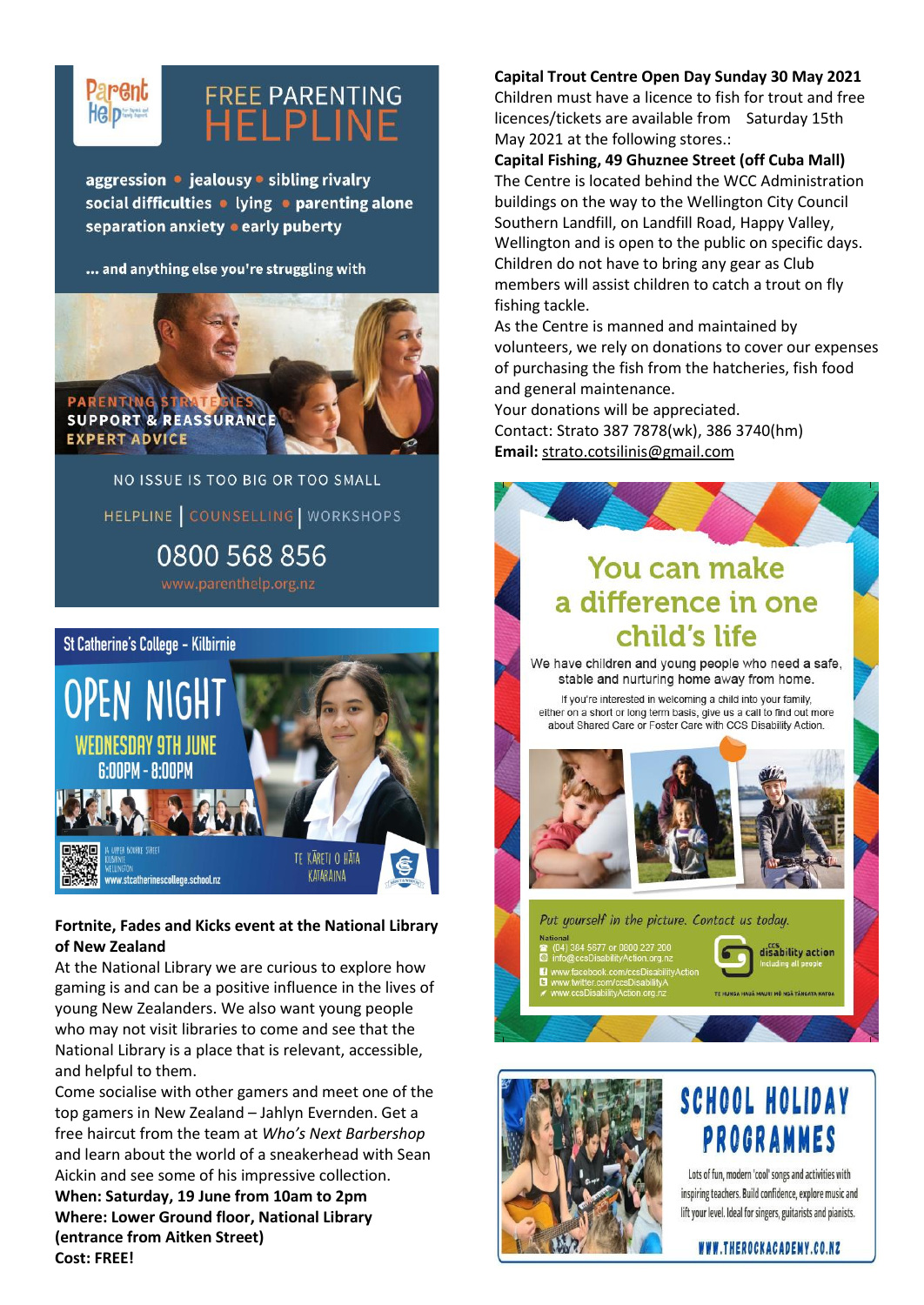# FREE PARENTING HELPLINE

**Parent Help**

aggression • jealousy • sibling rivalry
social difficulties • lying • parenting alone
separation anxiety • early puberty

... and anything else you're struggling with

PARENTING STRATEGIES
SUPPORT & REASSURANCE
EXPERT ADVICE

NO ISSUE IS TOO BIG OR TOO SMALL

HELPLINE | COUNSELLING | WORKSHOPS

0800 568 856

www.parenthelp.org.nz

## St Catherine's College - Kilbirnie

# OPEN NIGHT

WEDNESDAY 9TH JUNE
6:00PM - 8:00PM

16 Upper Bourke Street
Kilbirnie
Wellington
www.stcatherinescollege.school.nz

TE KĀRETI O HĀTA KATARAINA

**Fortnite, Fades and Kicks event at the National Library of New Zealand**

At the National Library we are curious to explore how gaming is and can be a positive influence in the lives of young New Zealanders. We also want young people who may not visit libraries to come and see that the National Library is a place that is relevant, accessible, and helpful to them.

Come socialise with other gamers and meet one of the top gamers in New Zealand – Jahlyn Evernden. Get a free haircut from the team at *Who's Next Barbershop* and learn about the world of a sneakerhead with Sean Aickin and see some of his impressive collection.

**When: Saturday, 19 June from 10am to 2pm**
**Where: Lower Ground floor, National Library (entrance from Aitken Street)**
**Cost: FREE!**

**Capital Trout Centre Open Day Sunday 30 May 2021**

Children must have a licence to fish for trout and free licences/tickets are available from Saturday 15th May 2021 at the following stores.:

**Capital Fishing, 49 Ghuznee Street (off Cuba Mall)**

The Centre is located behind the WCC Administration buildings on the way to the Wellington City Council Southern Landfill, on Landfill Road, Happy Valley, Wellington and is open to the public on specific days. Children do not have to bring any gear as Club members will assist children to catch a trout on fly fishing tackle.

As the Centre is manned and maintained by volunteers, we rely on donations to cover our expenses of purchasing the fish from the hatcheries, fish food and general maintenance.

Your donations will be appreciated.

Contact: Strato 387 7878(wk), 386 3740(hm)

**Email:** strato.cotsilinis@gmail.com

# You can make a difference in one child's life

We have children and young people who need a safe, stable and nurturing home away from home.

If you're interested in welcoming a child into your family, either on a short or long term basis, give us a call to find out more about Shared Care or Foster Care with CCS Disability Action.

*Put yourself in the picture. Contact us today.*

National
(04) 384 5677 or 0800 227 200
info@ccsDisabilityAction.org.nz
www.facebook.com/ccsDisabilityAction
www.twitter.com/ccsDisabilityA
www.ccsDisabilityAction.org.nz

CCS disability action – Including all people

TE HUNGA HAUĀ MAURI MŌ NGĀ TĀNGATA KATOA

# SCHOOL HOLIDAY PROGRAMMES

Lots of fun, modern 'cool' songs and activities with inspiring teachers. Build confidence, explore music and lift your level. Ideal for singers, guitarists and pianists.

WWW.THEROCKACADEMY.CO.NZ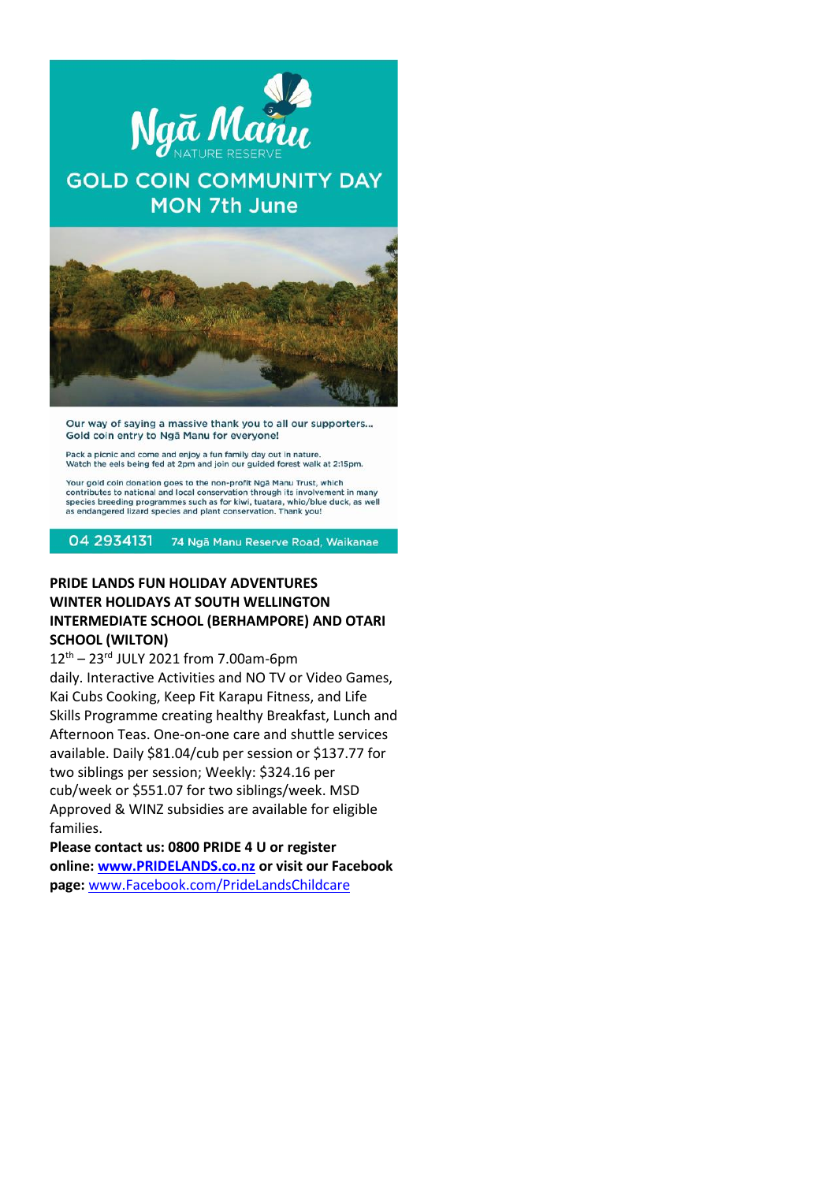# Ngā Manu

NATURE RESERVE

## GOLD COIN COMMUNITY DAY
## MON 7th June

Our way of saying a massive thank you to all our supporters...
Gold coin entry to Ngā Manu for everyone!

Pack a picnic and come and enjoy a fun family day out in nature.
Watch the eels being fed at 2pm and join our guided forest walk at 2:15pm.

Your gold coin donation goes to the non-profit Ngā Manu Trust, which contributes to national and local conservation through its involvement in many species breeding programmes such as for kiwi, tuatara, whio/blue duck, as well as endangered lizard species and plant conservation. Thank you!

04 2934131 74 Ngā Manu Reserve Road, Waikanae

**PRIDE LANDS FUN HOLIDAY ADVENTURES**
**WINTER HOLIDAYS AT SOUTH WELLINGTON INTERMEDIATE SCHOOL (BERHAMPORE) AND OTARI SCHOOL (WILTON)**

12th – 23rd JULY 2021 from 7.00am-6pm daily. Interactive Activities and NO TV or Video Games, Kai Cubs Cooking, Keep Fit Karapu Fitness, and Life Skills Programme creating healthy Breakfast, Lunch and Afternoon Teas. One-on-one care and shuttle services available. Daily $81.04/cub per session or $137.77 for two siblings per session; Weekly: $324.16 per cub/week or $551.07 for two siblings/week. MSD Approved & WINZ subsidies are available for eligible families.

**Please contact us: 0800 PRIDE 4 U or register online: [www.PRIDELANDS.co.nz](http://www.PRIDELANDS.co.nz) or visit our Facebook page:** [www.Facebook.com/PrideLandsChildcare](http://www.Facebook.com/PrideLandsChildcare)